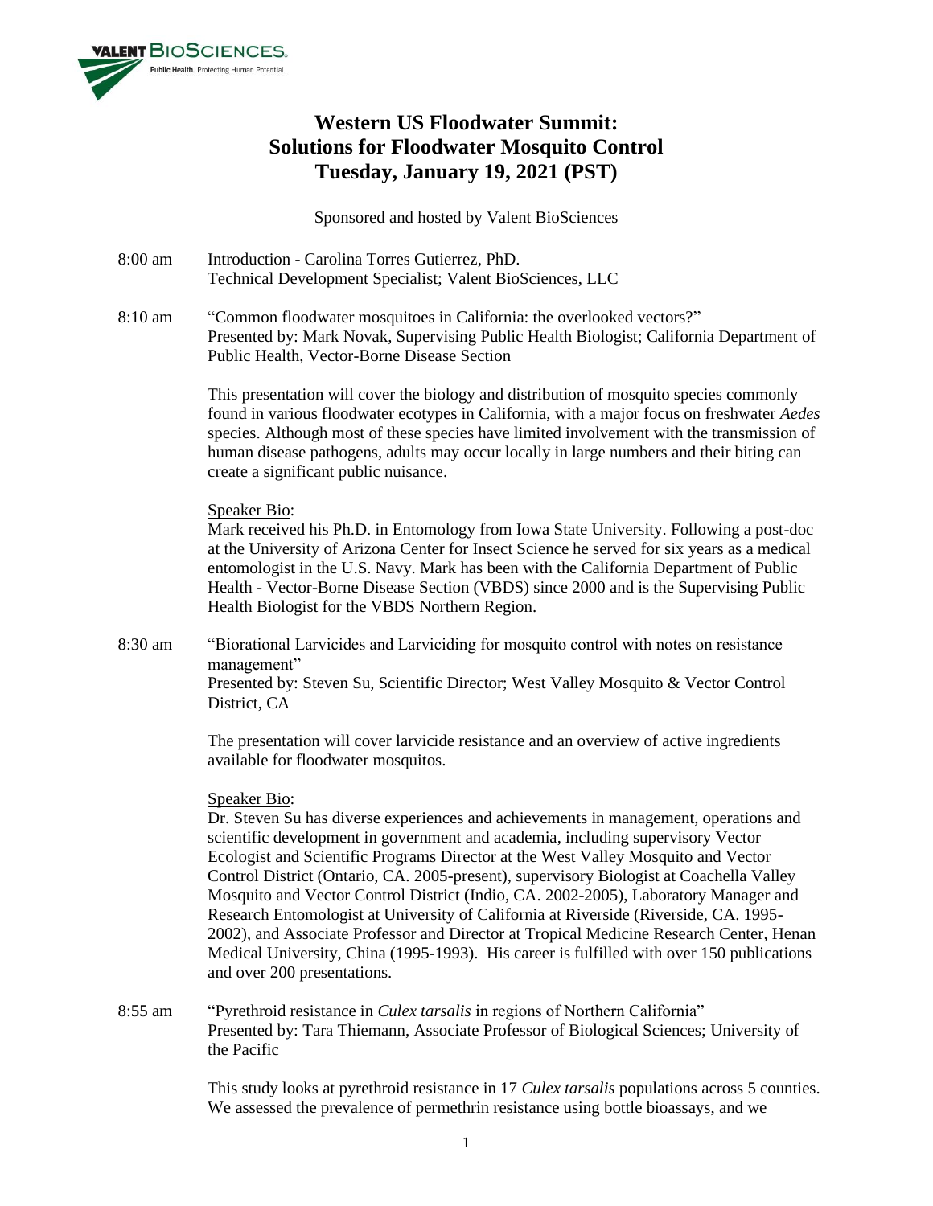# Western US Floodwater Summit: Solutions for Floodwater Mosquito Control Tuesday, January 19, 2021 (PST)

Sponsored and hosted by Valent BioSciences

8:00 am Introduction - Carolina Torres Gutierrez, PhD.
Technical Development Specialist; Valent BioSciences, LLC

8:10 am "Common floodwater mosquitoes in California: the overlooked vectors?"
Presented by: Mark Novak, Supervising Public Health Biologist; California Department of Public Health, Vector-Borne Disease Section

This presentation will cover the biology and distribution of mosquito species commonly found in various floodwater ecotypes in California, with a major focus on freshwater *Aedes* species. Although most of these species have limited involvement with the transmission of human disease pathogens, adults may occur locally in large numbers and their biting can create a significant public nuisance.

Speaker Bio:
Mark received his Ph.D. in Entomology from Iowa State University. Following a post-doc at the University of Arizona Center for Insect Science he served for six years as a medical entomologist in the U.S. Navy. Mark has been with the California Department of Public Health - Vector-Borne Disease Section (VBDS) since 2000 and is the Supervising Public Health Biologist for the VBDS Northern Region.

8:30 am "Biorational Larvicides and Larviciding for mosquito control with notes on resistance management"
Presented by: Steven Su, Scientific Director; West Valley Mosquito & Vector Control District, CA

The presentation will cover larvicide resistance and an overview of active ingredients available for floodwater mosquitos.

Speaker Bio:
Dr. Steven Su has diverse experiences and achievements in management, operations and scientific development in government and academia, including supervisory Vector Ecologist and Scientific Programs Director at the West Valley Mosquito and Vector Control District (Ontario, CA. 2005-present), supervisory Biologist at Coachella Valley Mosquito and Vector Control District (Indio, CA. 2002-2005), Laboratory Manager and Research Entomologist at University of California at Riverside (Riverside, CA. 1995-2002), and Associate Professor and Director at Tropical Medicine Research Center, Henan Medical University, China (1995-1993). His career is fulfilled with over 150 publications and over 200 presentations.

8:55 am "Pyrethroid resistance in *Culex tarsalis* in regions of Northern California"
Presented by: Tara Thiemann, Associate Professor of Biological Sciences; University of the Pacific

This study looks at pyrethroid resistance in 17 *Culex tarsalis* populations across 5 counties. We assessed the prevalence of permethrin resistance using bottle bioassays, and we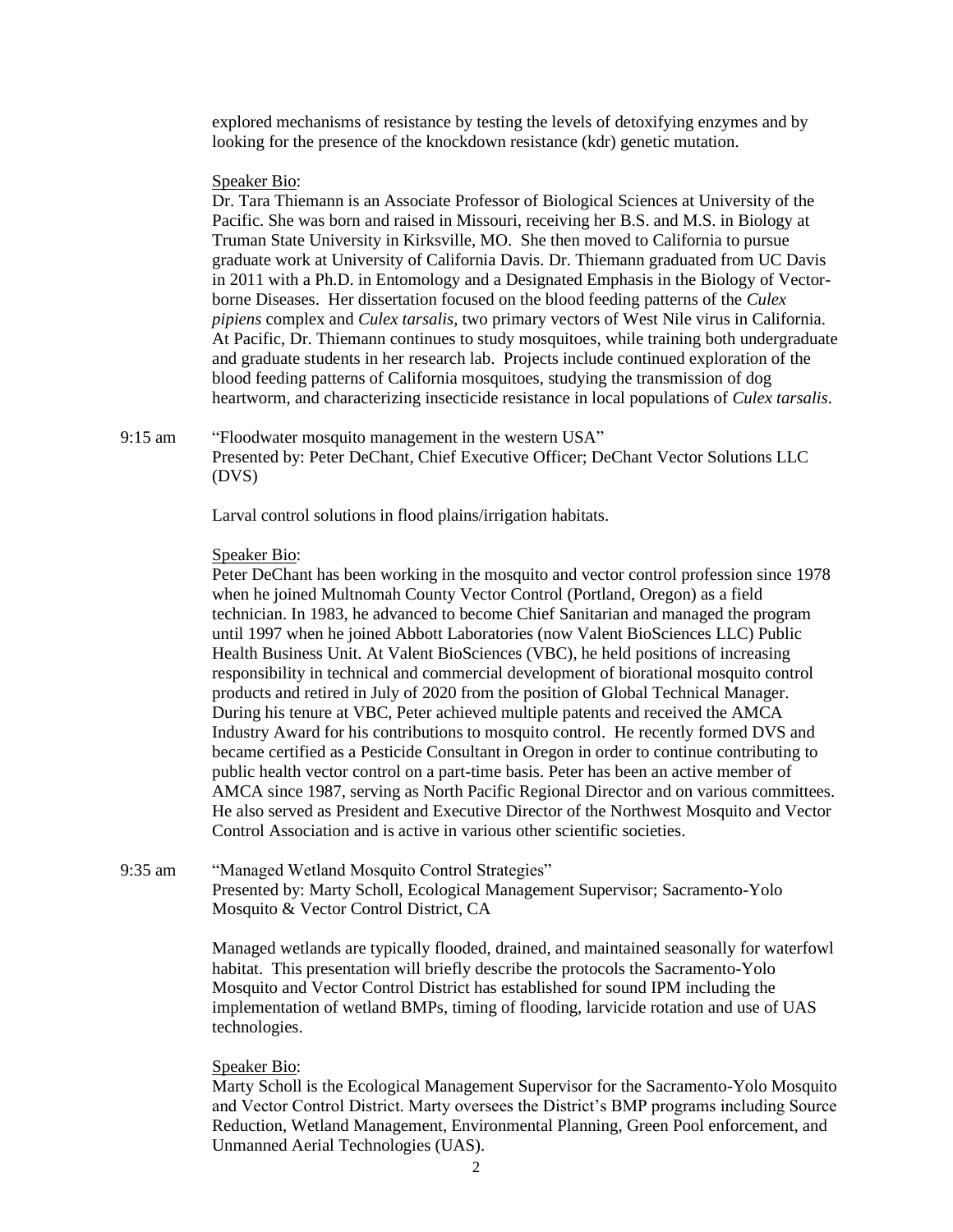explored mechanisms of resistance by testing the levels of detoxifying enzymes and by looking for the presence of the knockdown resistance (kdr) genetic mutation.

Speaker Bio:
Dr. Tara Thiemann is an Associate Professor of Biological Sciences at University of the Pacific. She was born and raised in Missouri, receiving her B.S. and M.S. in Biology at Truman State University in Kirksville, MO. She then moved to California to pursue graduate work at University of California Davis. Dr. Thiemann graduated from UC Davis in 2011 with a Ph.D. in Entomology and a Designated Emphasis in the Biology of Vector-borne Diseases. Her dissertation focused on the blood feeding patterns of the *Culex pipiens* complex and *Culex tarsalis*, two primary vectors of West Nile virus in California. At Pacific, Dr. Thiemann continues to study mosquitoes, while training both undergraduate and graduate students in her research lab. Projects include continued exploration of the blood feeding patterns of California mosquitoes, studying the transmission of dog heartworm, and characterizing insecticide resistance in local populations of *Culex tarsalis*.

9:15 am "Floodwater mosquito management in the western USA"
Presented by: Peter DeChant, Chief Executive Officer; DeChant Vector Solutions LLC (DVS)

Larval control solutions in flood plains/irrigation habitats.

Speaker Bio:
Peter DeChant has been working in the mosquito and vector control profession since 1978 when he joined Multnomah County Vector Control (Portland, Oregon) as a field technician. In 1983, he advanced to become Chief Sanitarian and managed the program until 1997 when he joined Abbott Laboratories (now Valent BioSciences LLC) Public Health Business Unit. At Valent BioSciences (VBC), he held positions of increasing responsibility in technical and commercial development of biorational mosquito control products and retired in July of 2020 from the position of Global Technical Manager. During his tenure at VBC, Peter achieved multiple patents and received the AMCA Industry Award for his contributions to mosquito control. He recently formed DVS and became certified as a Pesticide Consultant in Oregon in order to continue contributing to public health vector control on a part-time basis. Peter has been an active member of AMCA since 1987, serving as North Pacific Regional Director and on various committees. He also served as President and Executive Director of the Northwest Mosquito and Vector Control Association and is active in various other scientific societies.

9:35 am "Managed Wetland Mosquito Control Strategies"
Presented by: Marty Scholl, Ecological Management Supervisor; Sacramento-Yolo Mosquito & Vector Control District, CA

Managed wetlands are typically flooded, drained, and maintained seasonally for waterfowl habitat. This presentation will briefly describe the protocols the Sacramento-Yolo Mosquito and Vector Control District has established for sound IPM including the implementation of wetland BMPs, timing of flooding, larvicide rotation and use of UAS technologies.

Speaker Bio:
Marty Scholl is the Ecological Management Supervisor for the Sacramento-Yolo Mosquito and Vector Control District. Marty oversees the District's BMP programs including Source Reduction, Wetland Management, Environmental Planning, Green Pool enforcement, and Unmanned Aerial Technologies (UAS).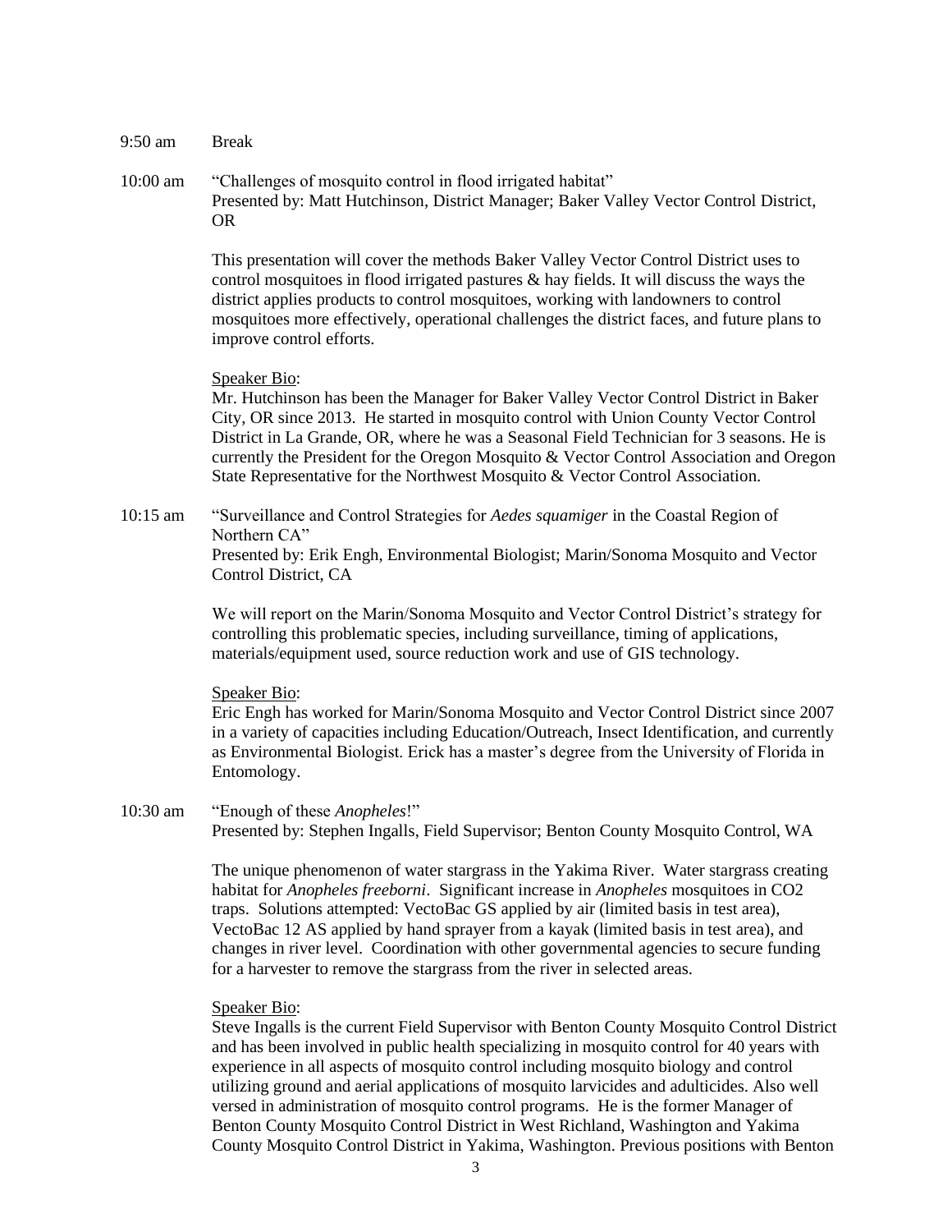9:50 am Break

10:00 am "Challenges of mosquito control in flood irrigated habitat"
Presented by: Matt Hutchinson, District Manager; Baker Valley Vector Control District, OR

This presentation will cover the methods Baker Valley Vector Control District uses to control mosquitoes in flood irrigated pastures & hay fields. It will discuss the ways the district applies products to control mosquitoes, working with landowners to control mosquitoes more effectively, operational challenges the district faces, and future plans to improve control efforts.

Speaker Bio:
Mr. Hutchinson has been the Manager for Baker Valley Vector Control District in Baker City, OR since 2013. He started in mosquito control with Union County Vector Control District in La Grande, OR, where he was a Seasonal Field Technician for 3 seasons. He is currently the President for the Oregon Mosquito & Vector Control Association and Oregon State Representative for the Northwest Mosquito & Vector Control Association.

10:15 am "Surveillance and Control Strategies for *Aedes squamiger* in the Coastal Region of Northern CA"
Presented by: Erik Engh, Environmental Biologist; Marin/Sonoma Mosquito and Vector Control District, CA

We will report on the Marin/Sonoma Mosquito and Vector Control District's strategy for controlling this problematic species, including surveillance, timing of applications, materials/equipment used, source reduction work and use of GIS technology.

Speaker Bio:
Eric Engh has worked for Marin/Sonoma Mosquito and Vector Control District since 2007 in a variety of capacities including Education/Outreach, Insect Identification, and currently as Environmental Biologist. Erick has a master's degree from the University of Florida in Entomology.

10:30 am "Enough of these *Anopheles*!"
Presented by: Stephen Ingalls, Field Supervisor; Benton County Mosquito Control, WA

The unique phenomenon of water stargrass in the Yakima River. Water stargrass creating habitat for *Anopheles freeborni*. Significant increase in *Anopheles* mosquitoes in CO2 traps. Solutions attempted: VectoBac GS applied by air (limited basis in test area), VectoBac 12 AS applied by hand sprayer from a kayak (limited basis in test area), and changes in river level. Coordination with other governmental agencies to secure funding for a harvester to remove the stargrass from the river in selected areas.

Speaker Bio:
Steve Ingalls is the current Field Supervisor with Benton County Mosquito Control District and has been involved in public health specializing in mosquito control for 40 years with experience in all aspects of mosquito control including mosquito biology and control utilizing ground and aerial applications of mosquito larvicides and adulticides. Also well versed in administration of mosquito control programs. He is the former Manager of Benton County Mosquito Control District in West Richland, Washington and Yakima County Mosquito Control District in Yakima, Washington. Previous positions with Benton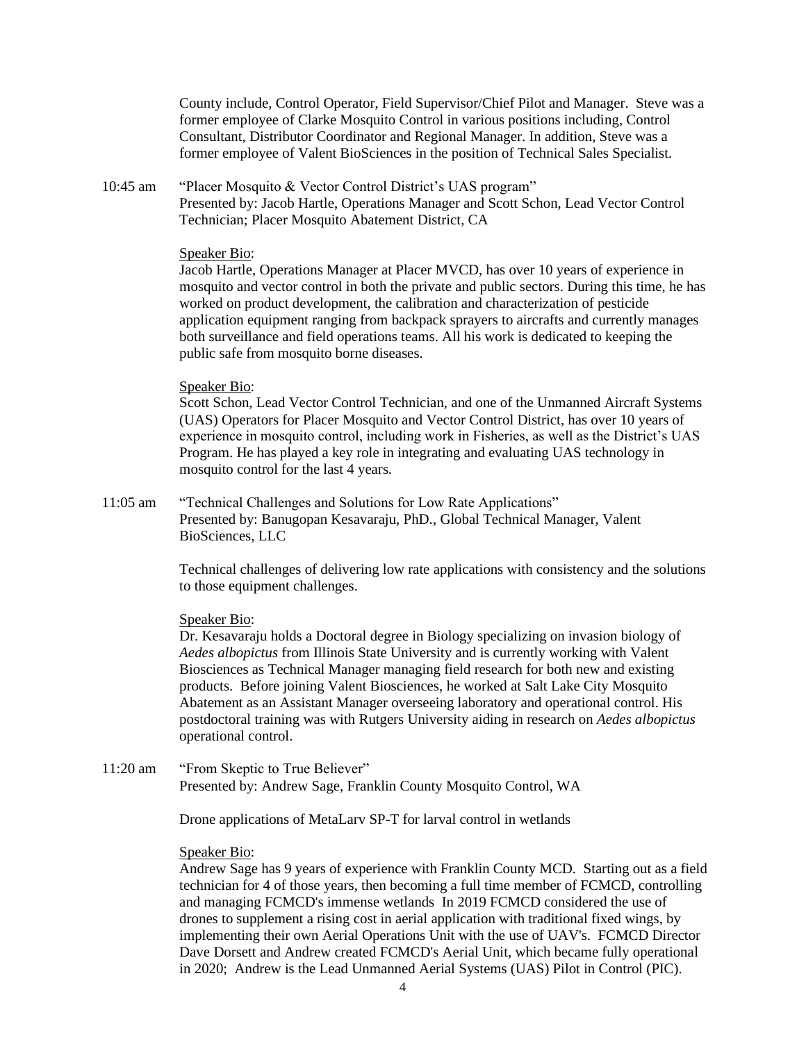County include, Control Operator, Field Supervisor/Chief Pilot and Manager. Steve was a former employee of Clarke Mosquito Control in various positions including, Control Consultant, Distributor Coordinator and Regional Manager. In addition, Steve was a former employee of Valent BioSciences in the position of Technical Sales Specialist.

10:45 am "Placer Mosquito & Vector Control District's UAS program"
Presented by: Jacob Hartle, Operations Manager and Scott Schon, Lead Vector Control Technician; Placer Mosquito Abatement District, CA

Speaker Bio:
Jacob Hartle, Operations Manager at Placer MVCD, has over 10 years of experience in mosquito and vector control in both the private and public sectors. During this time, he has worked on product development, the calibration and characterization of pesticide application equipment ranging from backpack sprayers to aircrafts and currently manages both surveillance and field operations teams. All his work is dedicated to keeping the public safe from mosquito borne diseases.

Speaker Bio:
Scott Schon, Lead Vector Control Technician, and one of the Unmanned Aircraft Systems (UAS) Operators for Placer Mosquito and Vector Control District, has over 10 years of experience in mosquito control, including work in Fisheries, as well as the District's UAS Program. He has played a key role in integrating and evaluating UAS technology in mosquito control for the last 4 years.

11:05 am "Technical Challenges and Solutions for Low Rate Applications"
Presented by: Banugopan Kesavaraju, PhD., Global Technical Manager, Valent BioSciences, LLC

Technical challenges of delivering low rate applications with consistency and the solutions to those equipment challenges.

Speaker Bio:
Dr. Kesavaraju holds a Doctoral degree in Biology specializing on invasion biology of *Aedes albopictus* from Illinois State University and is currently working with Valent Biosciences as Technical Manager managing field research for both new and existing products. Before joining Valent Biosciences, he worked at Salt Lake City Mosquito Abatement as an Assistant Manager overseeing laboratory and operational control. His postdoctoral training was with Rutgers University aiding in research on *Aedes albopictus* operational control.

11:20 am "From Skeptic to True Believer"
Presented by: Andrew Sage, Franklin County Mosquito Control, WA

Drone applications of MetaLarv SP-T for larval control in wetlands

Speaker Bio:
Andrew Sage has 9 years of experience with Franklin County MCD. Starting out as a field technician for 4 of those years, then becoming a full time member of FCMCD, controlling and managing FCMCD's immense wetlands In 2019 FCMCD considered the use of drones to supplement a rising cost in aerial application with traditional fixed wings, by implementing their own Aerial Operations Unit with the use of UAV's. FCMCD Director Dave Dorsett and Andrew created FCMCD's Aerial Unit, which became fully operational in 2020; Andrew is the Lead Unmanned Aerial Systems (UAS) Pilot in Control (PIC).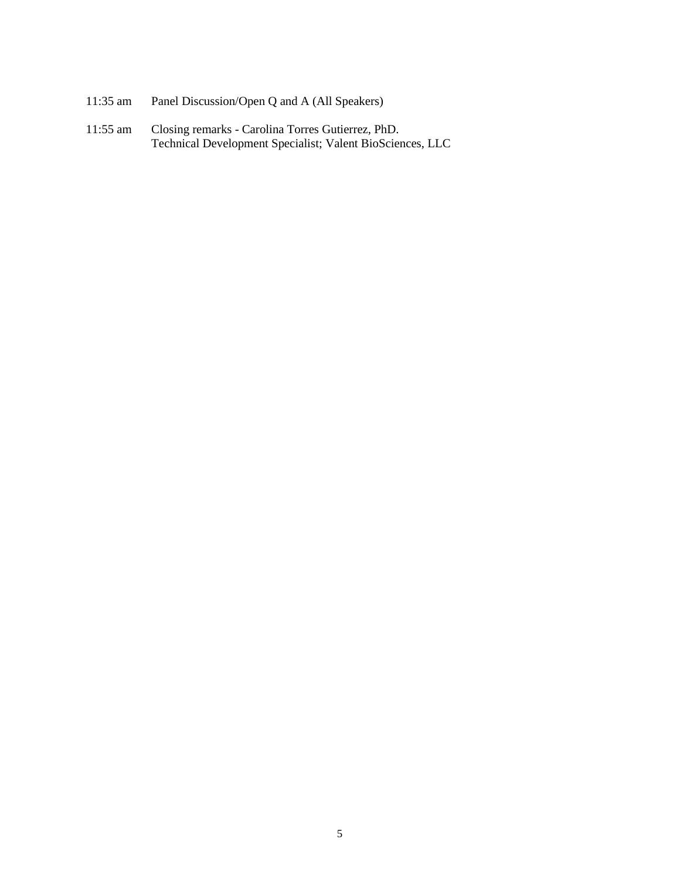11:35 am Panel Discussion/Open Q and A (All Speakers)

11:55 am Closing remarks - Carolina Torres Gutierrez, PhD.
Technical Development Specialist; Valent BioSciences, LLC